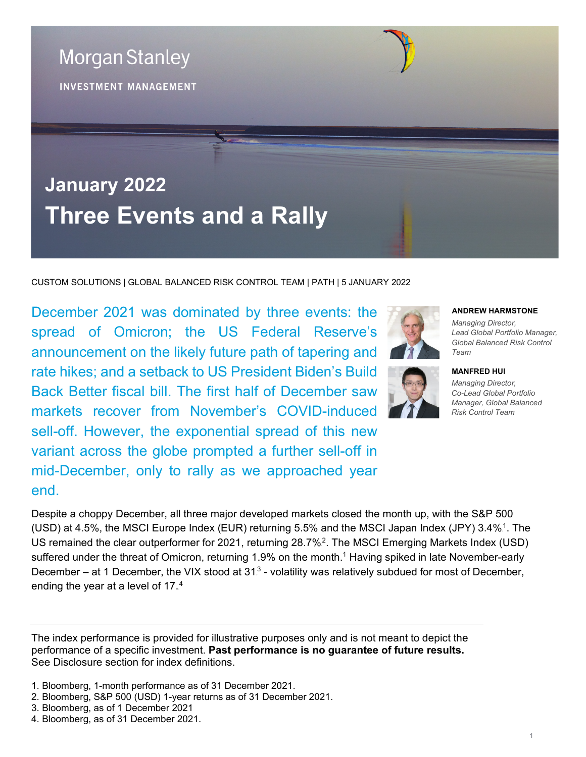Morgan Stanley

INVESTMENT MANAGEMENT

## January 2022

# Three Events and a Rally

CUSTOM SOLUTIONS | GLOBAL BALANCED RISK CONTROL TEAM | PATH | 5 JANUARY 2022

**ANDREW HARMSTONE**
*Managing Director, Lead Global Portfolio Manager, Global Balanced Risk Control Team*

**MANFRED HUI**
*Managing Director, Co-Lead Global Portfolio Manager, Global Balanced Risk Control Team*

December 2021 was dominated by three events: the spread of Omicron; the US Federal Reserve's announcement on the likely future path of tapering and rate hikes; and a setback to US President Biden's Build Back Better fiscal bill. The first half of December saw markets recover from November's COVID-induced sell-off. However, the exponential spread of this new variant across the globe prompted a further sell-off in mid-December, only to rally as we approached year end.

Despite a choppy December, all three major developed markets closed the month up, with the S&P 500 (USD) at 4.5%, the MSCI Europe Index (EUR) returning 5.5% and the MSCI Japan Index (JPY) 3.4%[1]. The US remained the clear outperformer for 2021, returning 28.7%[2]. The MSCI Emerging Markets Index (USD) suffered under the threat of Omicron, returning 1.9% on the month.[1] Having spiked in late November-early December – at 1 December, the VIX stood at 31[3] - volatility was relatively subdued for most of December, ending the year at a level of 17.[4]

---

The index performance is provided for illustrative purposes only and is not meant to depict the performance of a specific investment. **Past performance is no guarantee of future results.** See Disclosure section for index definitions.

1. Bloomberg, 1-month performance as of 31 December 2021.
2. Bloomberg, S&P 500 (USD) 1-year returns as of 31 December 2021.
3. Bloomberg, as of 1 December 2021
4. Bloomberg, as of 31 December 2021.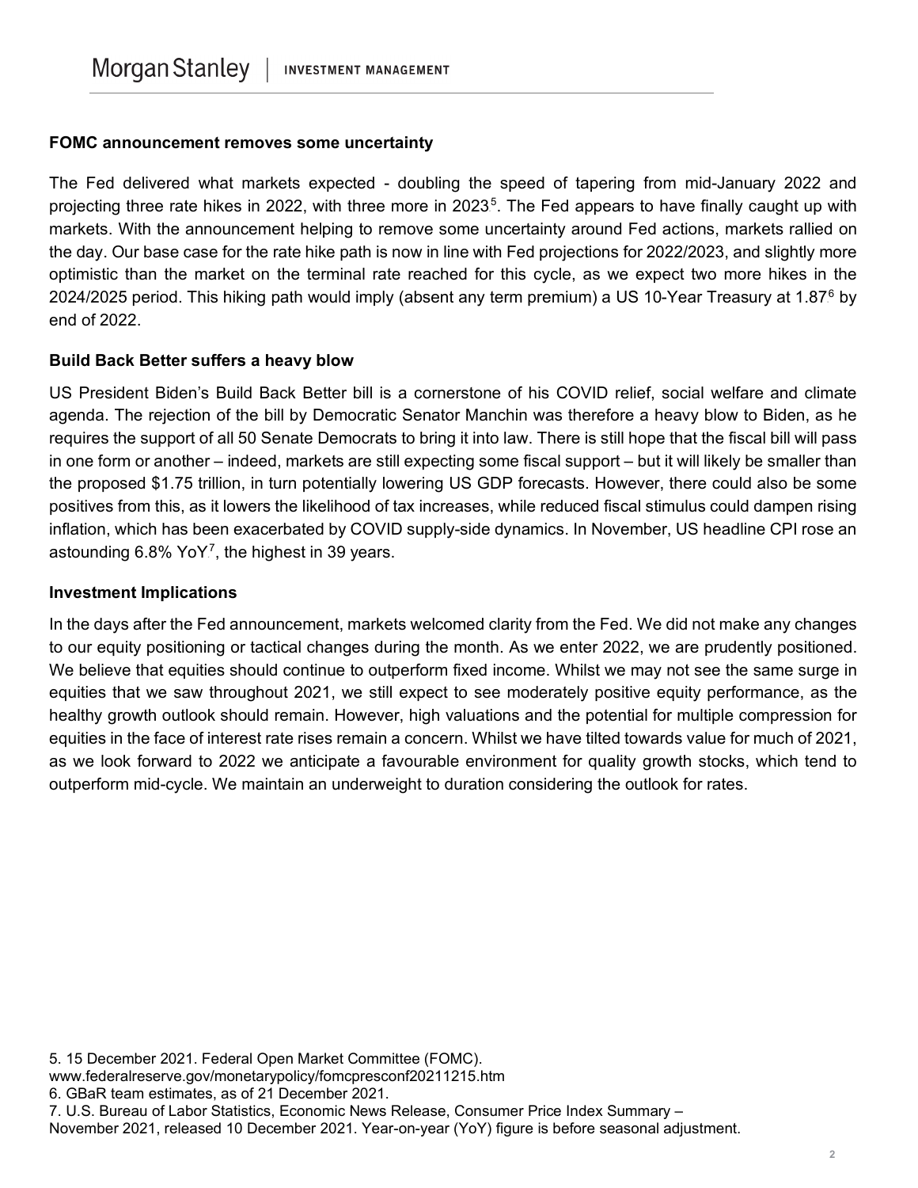### FOMC announcement removes some uncertainty

The Fed delivered what markets expected - doubling the speed of tapering from mid-January 2022 and projecting three rate hikes in 2022, with three more in 2023[5]. The Fed appears to have finally caught up with markets. With the announcement helping to remove some uncertainty around Fed actions, markets rallied on the day. Our base case for the rate hike path is now in line with Fed projections for 2022/2023, and slightly more optimistic than the market on the terminal rate reached for this cycle, as we expect two more hikes in the 2024/2025 period. This hiking path would imply (absent any term premium) a US 10-Year Treasury at 1.87[6] by end of 2022.

### Build Back Better suffers a heavy blow

US President Biden's Build Back Better bill is a cornerstone of his COVID relief, social welfare and climate agenda. The rejection of the bill by Democratic Senator Manchin was therefore a heavy blow to Biden, as he requires the support of all 50 Senate Democrats to bring it into law. There is still hope that the fiscal bill will pass in one form or another – indeed, markets are still expecting some fiscal support – but it will likely be smaller than the proposed $1.75 trillion, in turn potentially lowering US GDP forecasts. However, there could also be some positives from this, as it lowers the likelihood of tax increases, while reduced fiscal stimulus could dampen rising inflation, which has been exacerbated by COVID supply-side dynamics. In November, US headline CPI rose an astounding 6.8% YoY[7], the highest in 39 years.

### Investment Implications

In the days after the Fed announcement, markets welcomed clarity from the Fed. We did not make any changes to our equity positioning or tactical changes during the month. As we enter 2022, we are prudently positioned. We believe that equities should continue to outperform fixed income. Whilst we may not see the same surge in equities that we saw throughout 2021, we still expect to see moderately positive equity performance, as the healthy growth outlook should remain. However, high valuations and the potential for multiple compression for equities in the face of interest rate rises remain a concern. Whilst we have tilted towards value for much of 2021, as we look forward to 2022 we anticipate a favourable environment for quality growth stocks, which tend to outperform mid-cycle. We maintain an underweight to duration considering the outlook for rates.

5. 15 December 2021. Federal Open Market Committee (FOMC). www.federalreserve.gov/monetarypolicy/fomcpresconf20211215.htm
6. GBaR team estimates, as of 21 December 2021.
7. U.S. Bureau of Labor Statistics, Economic News Release, Consumer Price Index Summary – November 2021, released 10 December 2021. Year-on-year (YoY) figure is before seasonal adjustment.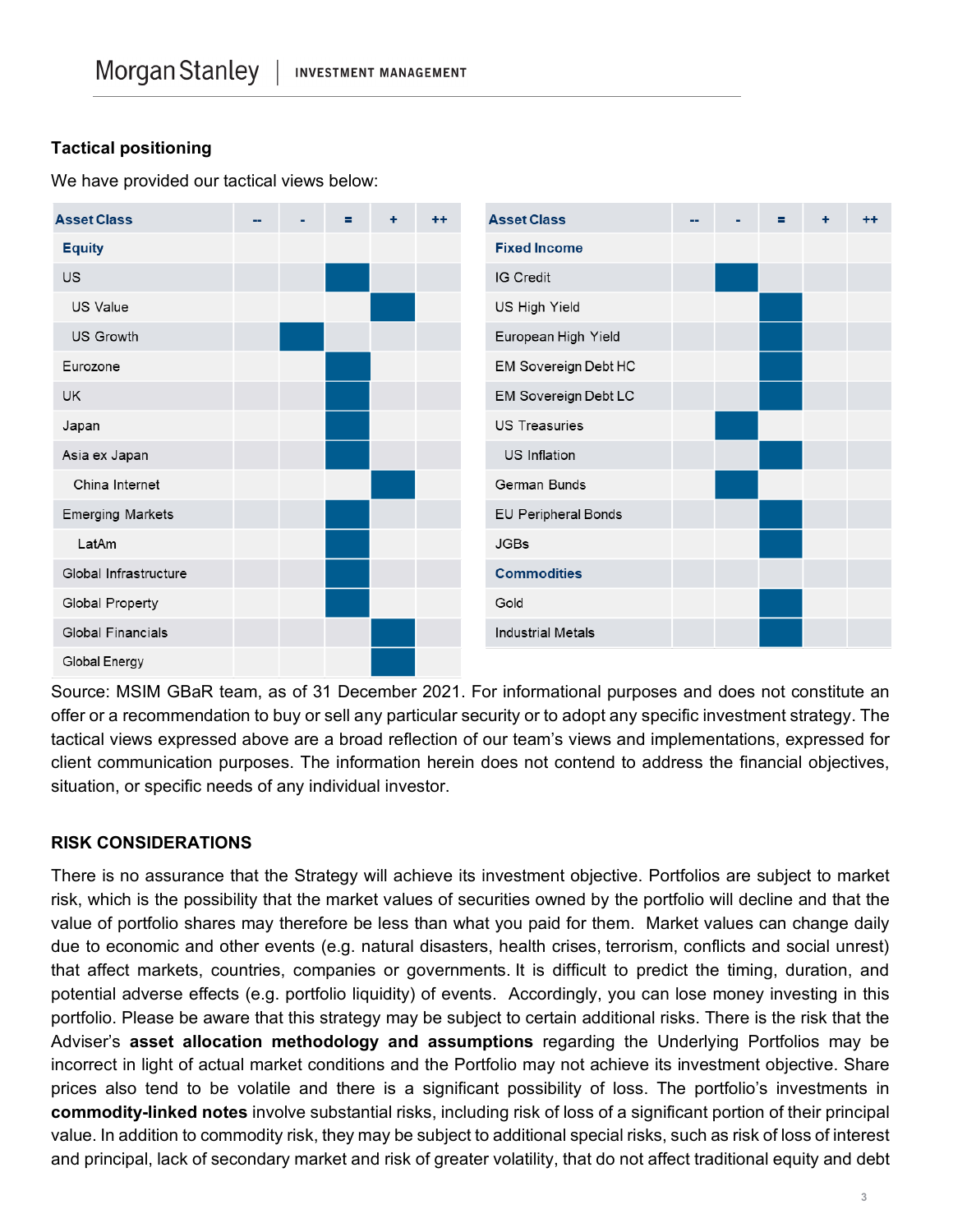### Tactical positioning

We have provided our tactical views below:

| Asset Class | -- | - | = | + | ++ |
|---|---|---|---|---|---|
| **Equity** | | | | | |
| US | | | ■ | | |
| US Value | | | | ■ | |
| US Growth | | ■ | | | |
| Eurozone | | | ■ | | |
| UK | | | ■ | | |
| Japan | | | ■ | | |
| Asia ex Japan | | | ■ | | |
| China Internet | | | | ■ | |
| Emerging Markets | | | ■ | | |
| LatAm | | | ■ | | |
| Global Infrastructure | | | ■ | | |
| Global Property | | | ■ | | |
| Global Financials | | | | ■ | |
| Global Energy | | | | ■ | |

| Asset Class | -- | - | = | + | ++ |
|---|---|---|---|---|---|
| **Fixed Income** | | | | | |
| IG Credit | | ■ | | | |
| US High Yield | | | ■ | | |
| European High Yield | | | ■ | | |
| EM Sovereign Debt HC | | | ■ | | |
| EM Sovereign Debt LC | | | ■ | | |
| US Treasuries | | ■ | | | |
| US Inflation | | | ■ | | |
| German Bunds | | ■ | | | |
| EU Peripheral Bonds | | | ■ | | |
| JGBs | | | ■ | | |
| **Commodities** | | | | | |
| Gold | | | ■ | | |
| Industrial Metals | | | ■ | | |

Source: MSIM GBaR team, as of 31 December 2021. For informational purposes and does not constitute an offer or a recommendation to buy or sell any particular security or to adopt any specific investment strategy. The tactical views expressed above are a broad reflection of our team's views and implementations, expressed for client communication purposes. The information herein does not contend to address the financial objectives, situation, or specific needs of any individual investor.

### RISK CONSIDERATIONS

There is no assurance that the Strategy will achieve its investment objective. Portfolios are subject to market risk, which is the possibility that the market values of securities owned by the portfolio will decline and that the value of portfolio shares may therefore be less than what you paid for them. Market values can change daily due to economic and other events (e.g. natural disasters, health crises, terrorism, conflicts and social unrest) that affect markets, countries, companies or governments. It is difficult to predict the timing, duration, and potential adverse effects (e.g. portfolio liquidity) of events. Accordingly, you can lose money investing in this portfolio. Please be aware that this strategy may be subject to certain additional risks. There is the risk that the Adviser's **asset allocation methodology and assumptions** regarding the Underlying Portfolios may be incorrect in light of actual market conditions and the Portfolio may not achieve its investment objective. Share prices also tend to be volatile and there is a significant possibility of loss. The portfolio's investments in **commodity-linked notes** involve substantial risks, including risk of loss of a significant portion of their principal value. In addition to commodity risk, they may be subject to additional special risks, such as risk of loss of interest and principal, lack of secondary market and risk of greater volatility, that do not affect traditional equity and debt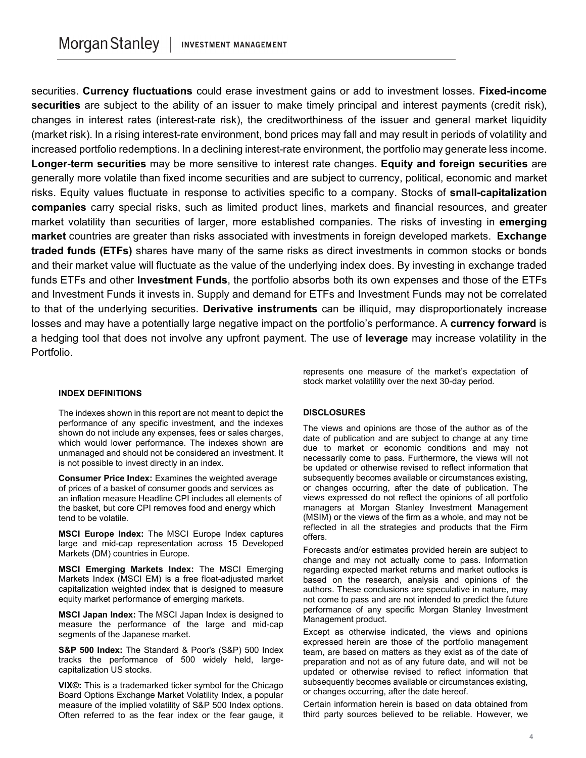securities. **Currency fluctuations** could erase investment gains or add to investment losses. **Fixed-income securities** are subject to the ability of an issuer to make timely principal and interest payments (credit risk), changes in interest rates (interest-rate risk), the creditworthiness of the issuer and general market liquidity (market risk). In a rising interest-rate environment, bond prices may fall and may result in periods of volatility and increased portfolio redemptions. In a declining interest-rate environment, the portfolio may generate less income. **Longer-term securities** may be more sensitive to interest rate changes. **Equity and foreign securities** are generally more volatile than fixed income securities and are subject to currency, political, economic and market risks. Equity values fluctuate in response to activities specific to a company. Stocks of **small-capitalization companies** carry special risks, such as limited product lines, markets and financial resources, and greater market volatility than securities of larger, more established companies. The risks of investing in **emerging market** countries are greater than risks associated with investments in foreign developed markets. **Exchange traded funds (ETFs)** shares have many of the same risks as direct investments in common stocks or bonds and their market value will fluctuate as the value of the underlying index does. By investing in exchange traded funds ETFs and other **Investment Funds**, the portfolio absorbs both its own expenses and those of the ETFs and Investment Funds it invests in. Supply and demand for ETFs and Investment Funds may not be correlated to that of the underlying securities. **Derivative instruments** can be illiquid, may disproportionately increase losses and may have a potentially large negative impact on the portfolio's performance. A **currency forward** is a hedging tool that does not involve any upfront payment. The use of **leverage** may increase volatility in the Portfolio.

**INDEX DEFINITIONS**

The indexes shown in this report are not meant to depict the performance of any specific investment, and the indexes shown do not include any expenses, fees or sales charges, which would lower performance. The indexes shown are unmanaged and should not be considered an investment. It is not possible to invest directly in an index.

**Consumer Price Index:** Examines the weighted average of prices of a basket of consumer goods and services as an inflation measure Headline CPI includes all elements of the basket, but core CPI removes food and energy which tend to be volatile.

**MSCI Europe Index:** The MSCI Europe Index captures large and mid-cap representation across 15 Developed Markets (DM) countries in Europe.

**MSCI Emerging Markets Index:** The MSCI Emerging Markets Index (MSCI EM) is a free float-adjusted market capitalization weighted index that is designed to measure equity market performance of emerging markets.

**MSCI Japan Index:** The MSCI Japan Index is designed to measure the performance of the large and mid-cap segments of the Japanese market.

**S&P 500 Index:** The Standard & Poor's (S&P) 500 Index tracks the performance of 500 widely held, large-capitalization US stocks.

**VIX©:** This is a trademarked ticker symbol for the Chicago Board Options Exchange Market Volatility Index, a popular measure of the implied volatility of S&P 500 Index options. Often referred to as the fear index or the fear gauge, it represents one measure of the market's expectation of stock market volatility over the next 30-day period.

**DISCLOSURES**

The views and opinions are those of the author as of the date of publication and are subject to change at any time due to market or economic conditions and may not necessarily come to pass. Furthermore, the views will not be updated or otherwise revised to reflect information that subsequently becomes available or circumstances existing, or changes occurring, after the date of publication. The views expressed do not reflect the opinions of all portfolio managers at Morgan Stanley Investment Management (MSIM) or the views of the firm as a whole, and may not be reflected in all the strategies and products that the Firm offers.

Forecasts and/or estimates provided herein are subject to change and may not actually come to pass. Information regarding expected market returns and market outlooks is based on the research, analysis and opinions of the authors. These conclusions are speculative in nature, may not come to pass and are not intended to predict the future performance of any specific Morgan Stanley Investment Management product.

Except as otherwise indicated, the views and opinions expressed herein are those of the portfolio management team, are based on matters as they exist as of the date of preparation and not as of any future date, and will not be updated or otherwise revised to reflect information that subsequently becomes available or circumstances existing, or changes occurring, after the date hereof.

Certain information herein is based on data obtained from third party sources believed to be reliable. However, we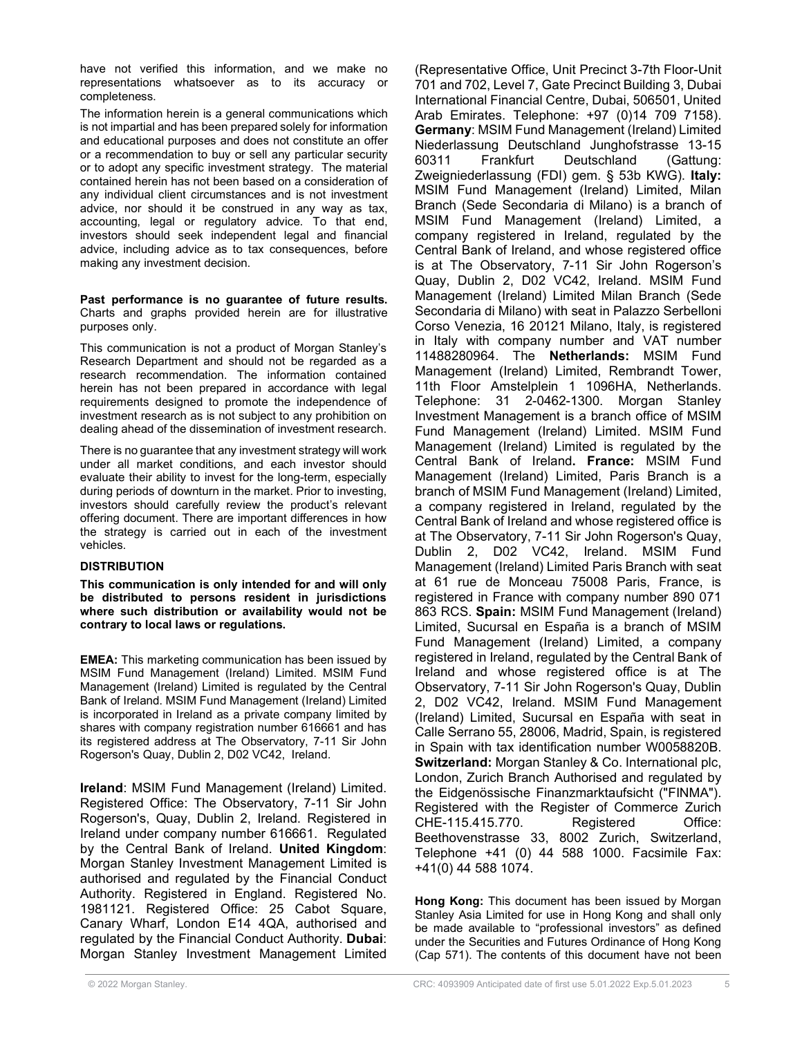have not verified this information, and we make no representations whatsoever as to its accuracy or completeness.

The information herein is a general communications which is not impartial and has been prepared solely for information and educational purposes and does not constitute an offer or a recommendation to buy or sell any particular security or to adopt any specific investment strategy. The material contained herein has not been based on a consideration of any individual client circumstances and is not investment advice, nor should it be construed in any way as tax, accounting, legal or regulatory advice. To that end, investors should seek independent legal and financial advice, including advice as to tax consequences, before making any investment decision.

**Past performance is no guarantee of future results.** Charts and graphs provided herein are for illustrative purposes only.

This communication is not a product of Morgan Stanley's Research Department and should not be regarded as a research recommendation. The information contained herein has not been prepared in accordance with legal requirements designed to promote the independence of investment research as is not subject to any prohibition on dealing ahead of the dissemination of investment research.

There is no guarantee that any investment strategy will work under all market conditions, and each investor should evaluate their ability to invest for the long-term, especially during periods of downturn in the market. Prior to investing, investors should carefully review the product's relevant offering document. There are important differences in how the strategy is carried out in each of the investment vehicles.

**DISTRIBUTION**

**This communication is only intended for and will only be distributed to persons resident in jurisdictions where such distribution or availability would not be contrary to local laws or regulations.**

**EMEA:** This marketing communication has been issued by MSIM Fund Management (Ireland) Limited. MSIM Fund Management (Ireland) Limited is regulated by the Central Bank of Ireland. MSIM Fund Management (Ireland) Limited is incorporated in Ireland as a private company limited by shares with company registration number 616661 and has its registered address at The Observatory, 7-11 Sir John Rogerson's Quay, Dublin 2, D02 VC42, Ireland.

**Ireland**: MSIM Fund Management (Ireland) Limited. Registered Office: The Observatory, 7-11 Sir John Rogerson's, Quay, Dublin 2, Ireland. Registered in Ireland under company number 616661. Regulated by the Central Bank of Ireland. **United Kingdom**: Morgan Stanley Investment Management Limited is authorised and regulated by the Financial Conduct Authority. Registered in England. Registered No. 1981121. Registered Office: 25 Cabot Square, Canary Wharf, London E14 4QA, authorised and regulated by the Financial Conduct Authority. **Dubai**: Morgan Stanley Investment Management Limited (Representative Office, Unit Precinct 3-7th Floor-Unit 701 and 702, Level 7, Gate Precinct Building 3, Dubai International Financial Centre, Dubai, 506501, United Arab Emirates. Telephone: +97 (0)14 709 7158). **Germany**: MSIM Fund Management (Ireland) Limited Niederlassung Deutschland Junghofstrasse 13-15 60311 Frankfurt Deutschland (Gattung: Zweigniederlassung (FDI) gem. § 53b KWG). **Italy:** MSIM Fund Management (Ireland) Limited, Milan Branch (Sede Secondaria di Milano) is a branch of MSIM Fund Management (Ireland) Limited, a company registered in Ireland, regulated by the Central Bank of Ireland, and whose registered office is at The Observatory, 7-11 Sir John Rogerson's Quay, Dublin 2, D02 VC42, Ireland. MSIM Fund Management (Ireland) Limited Milan Branch (Sede Secondaria di Milano) with seat in Palazzo Serbelloni Corso Venezia, 16 20121 Milano, Italy, is registered in Italy with company number and VAT number 11488280964. The **Netherlands:** MSIM Fund Management (Ireland) Limited, Rembrandt Tower, 11th Floor Amstelplein 1 1096HA, Netherlands. Telephone: 31 2-0462-1300. Morgan Stanley Investment Management is a branch office of MSIM Fund Management (Ireland) Limited. MSIM Fund Management (Ireland) Limited is regulated by the Central Bank of Ireland**. France:** MSIM Fund Management (Ireland) Limited, Paris Branch is a branch of MSIM Fund Management (Ireland) Limited, a company registered in Ireland, regulated by the Central Bank of Ireland and whose registered office is at The Observatory, 7-11 Sir John Rogerson's Quay, Dublin 2, D02 VC42, Ireland. MSIM Fund Management (Ireland) Limited Paris Branch with seat at 61 rue de Monceau 75008 Paris, France, is registered in France with company number 890 071 863 RCS. **Spain:** MSIM Fund Management (Ireland) Limited, Sucursal en España is a branch of MSIM Fund Management (Ireland) Limited, a company registered in Ireland, regulated by the Central Bank of Ireland and whose registered office is at The Observatory, 7-11 Sir John Rogerson's Quay, Dublin 2, D02 VC42, Ireland. MSIM Fund Management (Ireland) Limited, Sucursal en España with seat in Calle Serrano 55, 28006, Madrid, Spain, is registered in Spain with tax identification number W0058820B. **Switzerland:** Morgan Stanley & Co. International plc, London, Zurich Branch Authorised and regulated by the Eidgenössische Finanzmarktaufsicht ("FINMA"). Registered with the Register of Commerce Zurich CHE-115.415.770. Registered Office: Beethovenstrasse 33, 8002 Zurich, Switzerland, Telephone +41 (0) 44 588 1000. Facsimile Fax: +41(0) 44 588 1074.

**Hong Kong:** This document has been issued by Morgan Stanley Asia Limited for use in Hong Kong and shall only be made available to "professional investors" as defined under the Securities and Futures Ordinance of Hong Kong (Cap 571). The contents of this document have not been

© 2022 Morgan Stanley. CRC: 4093909 Anticipated date of first use 5.01.2022 Exp.5.01.2023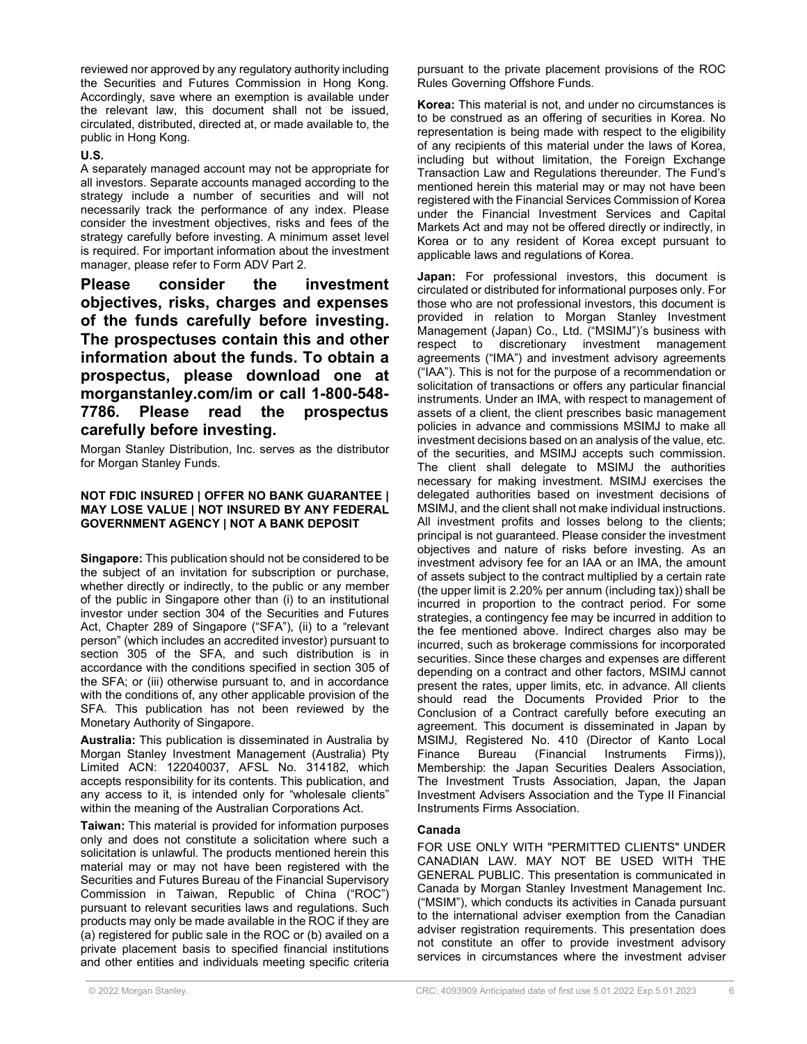reviewed nor approved by any regulatory authority including the Securities and Futures Commission in Hong Kong. Accordingly, save where an exemption is available under the relevant law, this document shall not be issued, circulated, distributed, directed at, or made available to, the public in Hong Kong.

**U.S.**

A separately managed account may not be appropriate for all investors. Separate accounts managed according to the strategy include a number of securities and will not necessarily track the performance of any index. Please consider the investment objectives, risks and fees of the strategy carefully before investing. A minimum asset level is required. For important information about the investment manager, please refer to Form ADV Part 2.

**Please consider the investment objectives, risks, charges and expenses of the funds carefully before investing. The prospectuses contain this and other information about the funds. To obtain a prospectus, please download one at morganstanley.com/im or call 1-800-548-7786. Please read the prospectus carefully before investing.**

Morgan Stanley Distribution, Inc. serves as the distributor for Morgan Stanley Funds.

**NOT FDIC INSURED | OFFER NO BANK GUARANTEE | MAY LOSE VALUE | NOT INSURED BY ANY FEDERAL GOVERNMENT AGENCY | NOT A BANK DEPOSIT**

**Singapore:** This publication should not be considered to be the subject of an invitation for subscription or purchase, whether directly or indirectly, to the public or any member of the public in Singapore other than (i) to an institutional investor under section 304 of the Securities and Futures Act, Chapter 289 of Singapore ("SFA"), (ii) to a "relevant person" (which includes an accredited investor) pursuant to section 305 of the SFA, and such distribution is in accordance with the conditions specified in section 305 of the SFA; or (iii) otherwise pursuant to, and in accordance with the conditions of, any other applicable provision of the SFA. This publication has not been reviewed by the Monetary Authority of Singapore.

**Australia:** This publication is disseminated in Australia by Morgan Stanley Investment Management (Australia) Pty Limited ACN: 122040037, AFSL No. 314182, which accepts responsibility for its contents. This publication, and any access to it, is intended only for "wholesale clients" within the meaning of the Australian Corporations Act.

**Taiwan:** This material is provided for information purposes only and does not constitute a solicitation where such a solicitation is unlawful. The products mentioned herein this material may or may not have been registered with the Securities and Futures Bureau of the Financial Supervisory Commission in Taiwan, Republic of China ("ROC") pursuant to relevant securities laws and regulations. Such products may only be made available in the ROC if they are (a) registered for public sale in the ROC or (b) availed on a private placement basis to specified financial institutions and other entities and individuals meeting specific criteria pursuant to the private placement provisions of the ROC Rules Governing Offshore Funds.

**Korea:** This material is not, and under no circumstances is to be construed as an offering of securities in Korea. No representation is being made with respect to the eligibility of any recipients of this material under the laws of Korea, including but without limitation, the Foreign Exchange Transaction Law and Regulations thereunder. The Fund's mentioned herein this material may or may not have been registered with the Financial Services Commission of Korea under the Financial Investment Services and Capital Markets Act and may not be offered directly or indirectly, in Korea or to any resident of Korea except pursuant to applicable laws and regulations of Korea.

**Japan:** For professional investors, this document is circulated or distributed for informational purposes only. For those who are not professional investors, this document is provided in relation to Morgan Stanley Investment Management (Japan) Co., Ltd. ("MSIMJ")'s business with respect to discretionary investment management agreements ("IMA") and investment advisory agreements ("IAA"). This is not for the purpose of a recommendation or solicitation of transactions or offers any particular financial instruments. Under an IMA, with respect to management of assets of a client, the client prescribes basic management policies in advance and commissions MSIMJ to make all investment decisions based on an analysis of the value, etc. of the securities, and MSIMJ accepts such commission. The client shall delegate to MSIMJ the authorities necessary for making investment. MSIMJ exercises the delegated authorities based on investment decisions of MSIMJ, and the client shall not make individual instructions. All investment profits and losses belong to the clients; principal is not guaranteed. Please consider the investment objectives and nature of risks before investing. As an investment advisory fee for an IAA or an IMA, the amount of assets subject to the contract multiplied by a certain rate (the upper limit is 2.20% per annum (including tax)) shall be incurred in proportion to the contract period. For some strategies, a contingency fee may be incurred in addition to the fee mentioned above. Indirect charges also may be incurred, such as brokerage commissions for incorporated securities. Since these charges and expenses are different depending on a contract and other factors, MSIMJ cannot present the rates, upper limits, etc. in advance. All clients should read the Documents Provided Prior to the Conclusion of a Contract carefully before executing an agreement. This document is disseminated in Japan by MSIMJ, Registered No. 410 (Director of Kanto Local Finance Bureau (Financial Instruments Firms)), Membership: the Japan Securities Dealers Association, The Investment Trusts Association, Japan, the Japan Investment Advisers Association and the Type II Financial Instruments Firms Association.

**Canada**

FOR USE ONLY WITH "PERMITTED CLIENTS" UNDER CANADIAN LAW. MAY NOT BE USED WITH THE GENERAL PUBLIC. This presentation is communicated in Canada by Morgan Stanley Investment Management Inc. ("MSIM"), which conducts its activities in Canada pursuant to the international adviser exemption from the Canadian adviser registration requirements. This presentation does not constitute an offer to provide investment advisory services in circumstances where the investment adviser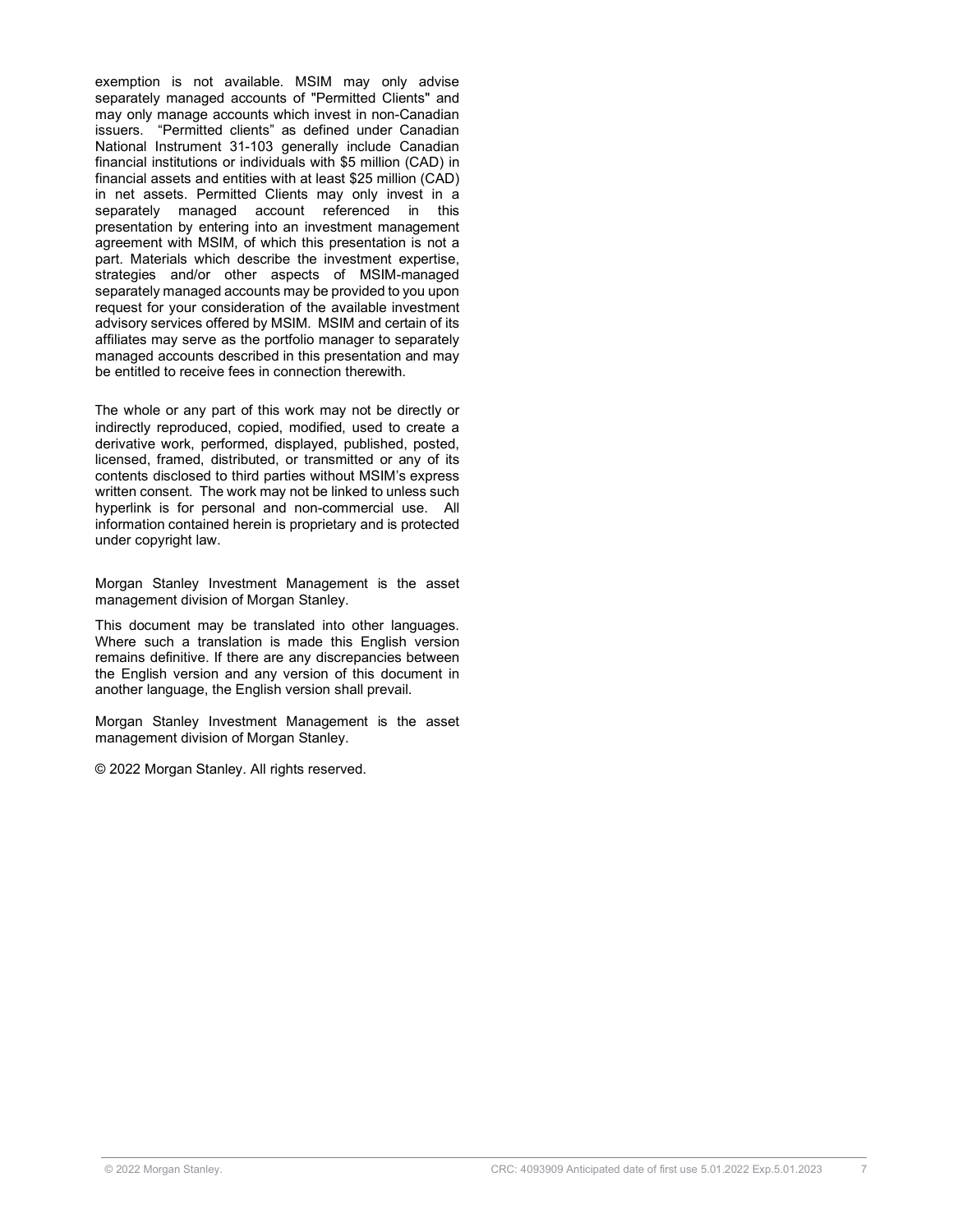exemption is not available. MSIM may only advise separately managed accounts of "Permitted Clients" and may only manage accounts which invest in non-Canadian issuers. "Permitted clients" as defined under Canadian National Instrument 31-103 generally include Canadian financial institutions or individuals with $5 million (CAD) in financial assets and entities with at least $25 million (CAD) in net assets. Permitted Clients may only invest in a separately managed account referenced in this presentation by entering into an investment management agreement with MSIM, of which this presentation is not a part. Materials which describe the investment expertise, strategies and/or other aspects of MSIM-managed separately managed accounts may be provided to you upon request for your consideration of the available investment advisory services offered by MSIM. MSIM and certain of its affiliates may serve as the portfolio manager to separately managed accounts described in this presentation and may be entitled to receive fees in connection therewith.

The whole or any part of this work may not be directly or indirectly reproduced, copied, modified, used to create a derivative work, performed, displayed, published, posted, licensed, framed, distributed, or transmitted or any of its contents disclosed to third parties without MSIM's express written consent. The work may not be linked to unless such hyperlink is for personal and non-commercial use. All information contained herein is proprietary and is protected under copyright law.

Morgan Stanley Investment Management is the asset management division of Morgan Stanley.

This document may be translated into other languages. Where such a translation is made this English version remains definitive. If there are any discrepancies between the English version and any version of this document in another language, the English version shall prevail.

Morgan Stanley Investment Management is the asset management division of Morgan Stanley.

© 2022 Morgan Stanley. All rights reserved.

CRC: 4093909 Anticipated date of first use 5.01.2022 Exp.5.01.2023